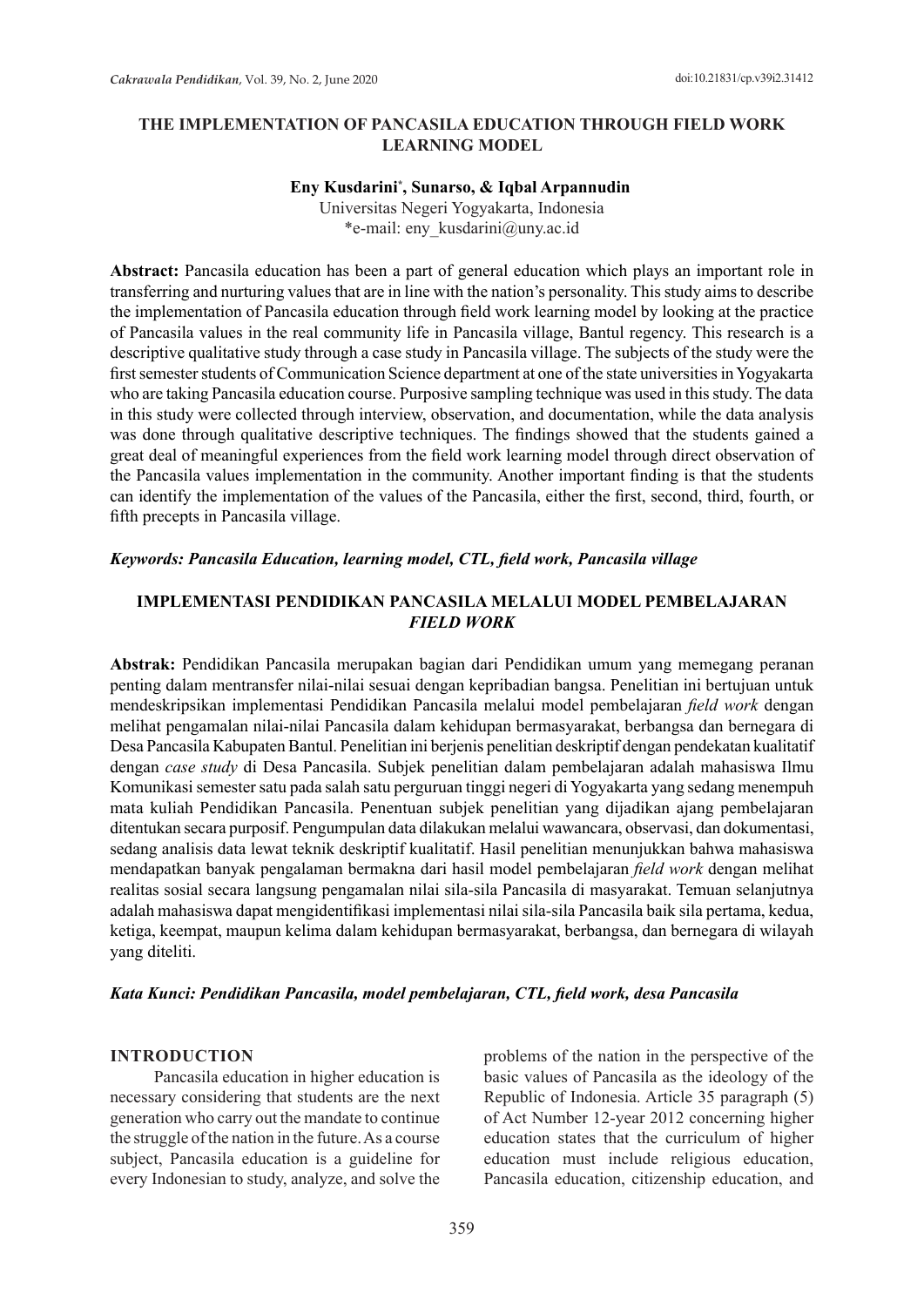# THE IMPLEMENTATION OF PANCASILA EDUCATION THROUGH FIELD WORK LEARNING MODEL

**Eny Kusdarini*, Sunarso, & Iqbal Arpannudin**

Universitas Negeri Yogyakarta, Indonesia
*e-mail: eny_kusdarini@uny.ac.id

**Abstract:** Pancasila education has been a part of general education which plays an important role in transferring and nurturing values that are in line with the nation's personality. This study aims to describe the implementation of Pancasila education through field work learning model by looking at the practice of Pancasila values in the real community life in Pancasila village, Bantul regency. This research is a descriptive qualitative study through a case study in Pancasila village. The subjects of the study were the first semester students of Communication Science department at one of the state universities in Yogyakarta who are taking Pancasila education course. Purposive sampling technique was used in this study. The data in this study were collected through interview, observation, and documentation, while the data analysis was done through qualitative descriptive techniques. The findings showed that the students gained a great deal of meaningful experiences from the field work learning model through direct observation of the Pancasila values implementation in the community. Another important finding is that the students can identify the implementation of the values of the Pancasila, either the first, second, third, fourth, or fifth precepts in Pancasila village.

***Keywords: Pancasila Education, learning model, CTL, field work, Pancasila village***

## IMPLEMENTASI PENDIDIKAN PANCASILA MELALUI MODEL PEMBELAJARAN *FIELD WORK*

**Abstrak:** Pendidikan Pancasila merupakan bagian dari Pendidikan umum yang memegang peranan penting dalam mentransfer nilai-nilai sesuai dengan kepribadian bangsa. Penelitian ini bertujuan untuk mendeskripsikan implementasi Pendidikan Pancasila melalui model pembelajaran *field work* dengan melihat pengamalan nilai-nilai Pancasila dalam kehidupan bermasyarakat, berbangsa dan bernegara di Desa Pancasila Kabupaten Bantul. Penelitian ini berjenis penelitian deskriptif dengan pendekatan kualitatif dengan *case study* di Desa Pancasila. Subjek penelitian dalam pembelajaran adalah mahasiswa Ilmu Komunikasi semester satu pada salah satu perguruan tinggi negeri di Yogyakarta yang sedang menempuh mata kuliah Pendidikan Pancasila. Penentuan subjek penelitian yang dijadikan ajang pembelajaran ditentukan secara purposif. Pengumpulan data dilakukan melalui wawancara, observasi, dan dokumentasi, sedang analisis data lewat teknik deskriptif kualitatif. Hasil penelitian menunjukkan bahwa mahasiswa mendapatkan banyak pengalaman bermakna dari hasil model pembelajaran *field work* dengan melihat realitas sosial secara langsung pengamalan nilai sila-sila Pancasila di masyarakat. Temuan selanjutnya adalah mahasiswa dapat mengidentifikasi implementasi nilai sila-sila Pancasila baik sila pertama, kedua, ketiga, keempat, maupun kelima dalam kehidupan bermasyarakat, berbangsa, dan bernegara di wilayah yang diteliti.

***Kata Kunci: Pendidikan Pancasila, model pembelajaran, CTL, field work, desa Pancasila***

## INTRODUCTION

Pancasila education in higher education is necessary considering that students are the next generation who carry out the mandate to continue the struggle of the nation in the future. As a course subject, Pancasila education is a guideline for every Indonesian to study, analyze, and solve the problems of the nation in the perspective of the basic values of Pancasila as the ideology of the Republic of Indonesia. Article 35 paragraph (5) of Act Number 12-year 2012 concerning higher education states that the curriculum of higher education must include religious education, Pancasila education, citizenship education, and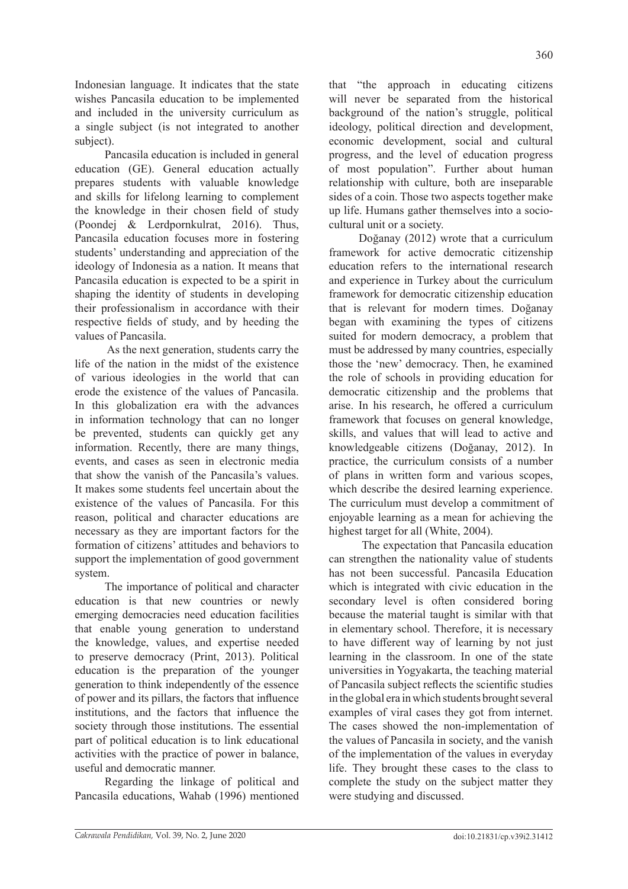Indonesian language. It indicates that the state wishes Pancasila education to be implemented and included in the university curriculum as a single subject (is not integrated to another subject).

Pancasila education is included in general education (GE). General education actually prepares students with valuable knowledge and skills for lifelong learning to complement the knowledge in their chosen field of study (Poondej & Lerdpornkulrat, 2016). Thus, Pancasila education focuses more in fostering students' understanding and appreciation of the ideology of Indonesia as a nation. It means that Pancasila education is expected to be a spirit in shaping the identity of students in developing their professionalism in accordance with their respective fields of study, and by heeding the values of Pancasila.

As the next generation, students carry the life of the nation in the midst of the existence of various ideologies in the world that can erode the existence of the values of Pancasila. In this globalization era with the advances in information technology that can no longer be prevented, students can quickly get any information. Recently, there are many things, events, and cases as seen in electronic media that show the vanish of the Pancasila's values. It makes some students feel uncertain about the existence of the values of Pancasila. For this reason, political and character educations are necessary as they are important factors for the formation of citizens' attitudes and behaviors to support the implementation of good government system.

The importance of political and character education is that new countries or newly emerging democracies need education facilities that enable young generation to understand the knowledge, values, and expertise needed to preserve democracy (Print, 2013). Political education is the preparation of the younger generation to think independently of the essence of power and its pillars, the factors that influence institutions, and the factors that influence the society through those institutions. The essential part of political education is to link educational activities with the practice of power in balance, useful and democratic manner.

Regarding the linkage of political and Pancasila educations, Wahab (1996) mentioned that "the approach in educating citizens will never be separated from the historical background of the nation's struggle, political ideology, political direction and development, economic development, social and cultural progress, and the level of education progress of most population". Further about human relationship with culture, both are inseparable sides of a coin. Those two aspects together make up life. Humans gather themselves into a socio-cultural unit or a society.

Doğanay (2012) wrote that a curriculum framework for active democratic citizenship education refers to the international research and experience in Turkey about the curriculum framework for democratic citizenship education that is relevant for modern times. Doğanay began with examining the types of citizens suited for modern democracy, a problem that must be addressed by many countries, especially those the 'new' democracy. Then, he examined the role of schools in providing education for democratic citizenship and the problems that arise. In his research, he offered a curriculum framework that focuses on general knowledge, skills, and values that will lead to active and knowledgeable citizens (Doğanay, 2012). In practice, the curriculum consists of a number of plans in written form and various scopes, which describe the desired learning experience. The curriculum must develop a commitment of enjoyable learning as a mean for achieving the highest target for all (White, 2004).

The expectation that Pancasila education can strengthen the nationality value of students has not been successful. Pancasila Education which is integrated with civic education in the secondary level is often considered boring because the material taught is similar with that in elementary school. Therefore, it is necessary to have different way of learning by not just learning in the classroom. In one of the state universities in Yogyakarta, the teaching material of Pancasila subject reflects the scientific studies in the global era in which students brought several examples of viral cases they got from internet. The cases showed the non-implementation of the values of Pancasila in society, and the vanish of the implementation of the values in everyday life. They brought these cases to the class to complete the study on the subject matter they were studying and discussed.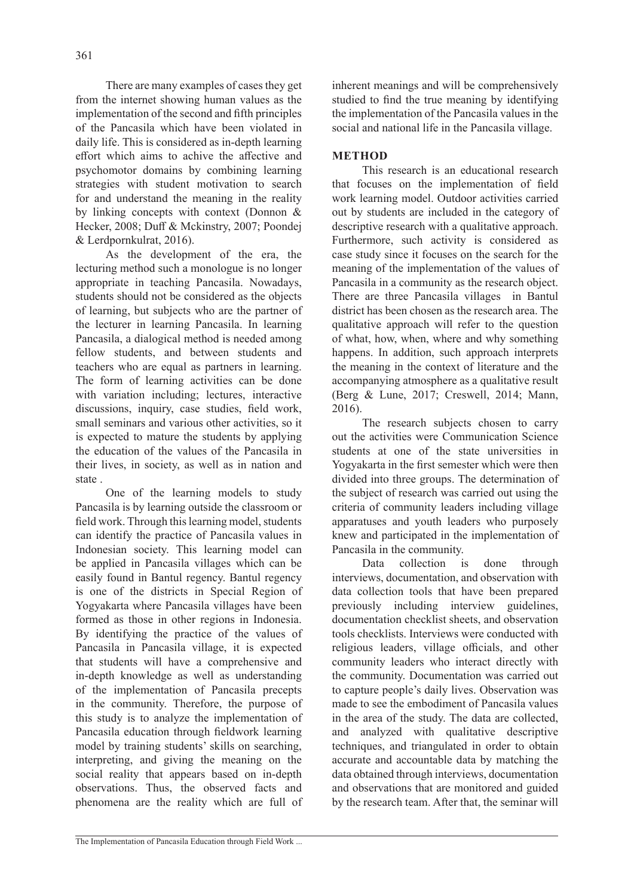There are many examples of cases they get from the internet showing human values as the implementation of the second and fifth principles of the Pancasila which have been violated in daily life. This is considered as in-depth learning effort which aims to achive the affective and psychomotor domains by combining learning strategies with student motivation to search for and understand the meaning in the reality by linking concepts with context (Donnon & Hecker, 2008; Duff & Mckinstry, 2007; Poondej & Lerdpornkulrat, 2016).

As the development of the era, the lecturing method such a monologue is no longer appropriate in teaching Pancasila. Nowadays, students should not be considered as the objects of learning, but subjects who are the partner of the lecturer in learning Pancasila. In learning Pancasila, a dialogical method is needed among fellow students, and between students and teachers who are equal as partners in learning. The form of learning activities can be done with variation including; lectures, interactive discussions, inquiry, case studies, field work, small seminars and various other activities, so it is expected to mature the students by applying the education of the values of the Pancasila in their lives, in society, as well as in nation and state .

One of the learning models to study Pancasila is by learning outside the classroom or field work. Through this learning model, students can identify the practice of Pancasila values in Indonesian society. This learning model can be applied in Pancasila villages which can be easily found in Bantul regency. Bantul regency is one of the districts in Special Region of Yogyakarta where Pancasila villages have been formed as those in other regions in Indonesia. By identifying the practice of the values of Pancasila in Pancasila village, it is expected that students will have a comprehensive and in-depth knowledge as well as understanding of the implementation of Pancasila precepts in the community. Therefore, the purpose of this study is to analyze the implementation of Pancasila education through fieldwork learning model by training students' skills on searching, interpreting, and giving the meaning on the social reality that appears based on in-depth observations. Thus, the observed facts and phenomena are the reality which are full of inherent meanings and will be comprehensively studied to find the true meaning by identifying the implementation of the Pancasila values in the social and national life in the Pancasila village.

## METHOD

This research is an educational research that focuses on the implementation of field work learning model. Outdoor activities carried out by students are included in the category of descriptive research with a qualitative approach. Furthermore, such activity is considered as case study since it focuses on the search for the meaning of the implementation of the values of Pancasila in a community as the research object. There are three Pancasila villages in Bantul district has been chosen as the research area. The qualitative approach will refer to the question of what, how, when, where and why something happens. In addition, such approach interprets the meaning in the context of literature and the accompanying atmosphere as a qualitative result (Berg & Lune, 2017; Creswell, 2014; Mann, 2016).

The research subjects chosen to carry out the activities were Communication Science students at one of the state universities in Yogyakarta in the first semester which were then divided into three groups. The determination of the subject of research was carried out using the criteria of community leaders including village apparatuses and youth leaders who purposely knew and participated in the implementation of Pancasila in the community.

Data collection is done through interviews, documentation, and observation with data collection tools that have been prepared previously including interview guidelines, documentation checklist sheets, and observation tools checklists. Interviews were conducted with religious leaders, village officials, and other community leaders who interact directly with the community. Documentation was carried out to capture people's daily lives. Observation was made to see the embodiment of Pancasila values in the area of the study. The data are collected, and analyzed with qualitative descriptive techniques, and triangulated in order to obtain accurate and accountable data by matching the data obtained through interviews, documentation and observations that are monitored and guided by the research team. After that, the seminar will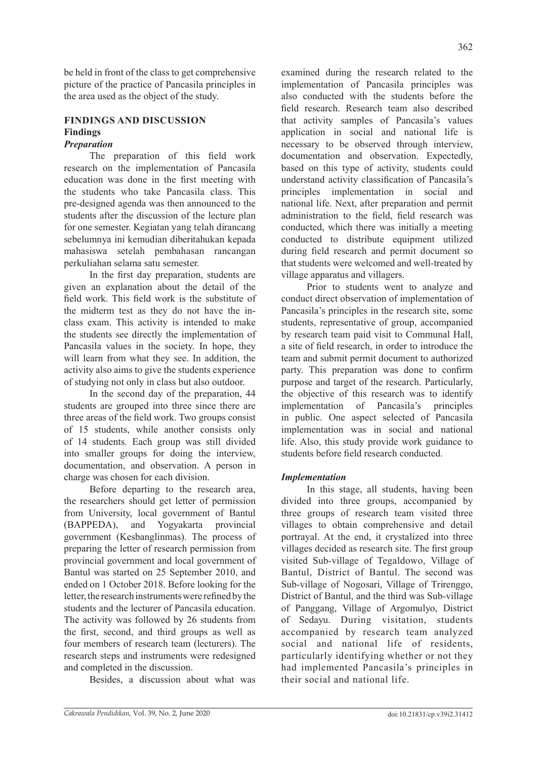be held in front of the class to get comprehensive picture of the practice of Pancasila principles in the area used as the object of the study.

## FINDINGS AND DISCUSSION

### Findings

#### *Preparation*

The preparation of this field work research on the implementation of Pancasila education was done in the first meeting with the students who take Pancasila class. This pre-designed agenda was then announced to the students after the discussion of the lecture plan for one semester. Kegiatan yang telah dirancang sebelumnya ini kemudian diberitahukan kepada mahasiswa setelah pembahasan rancangan perkuliahan selama satu semester.

In the first day preparation, students are given an explanation about the detail of the field work. This field work is the substitute of the midterm test as they do not have the in-class exam. This activity is intended to make the students see directly the implementation of Pancasila values in the society. In hope, they will learn from what they see. In addition, the activity also aims to give the students experience of studying not only in class but also outdoor.

In the second day of the preparation, 44 students are grouped into three since there are three areas of the field work. Two groups consist of 15 students, while another consists only of 14 students. Each group was still divided into smaller groups for doing the interview, documentation, and observation. A person in charge was chosen for each division.

Before departing to the research area, the researchers should get letter of permission from University, local government of Bantul (BAPPEDA), and Yogyakarta provincial government (Kesbanglinmas). The process of preparing the letter of research permission from provincial government and local government of Bantul was started on 25 September 2010, and ended on 1 October 2018. Before looking for the letter, the research instruments were refined by the students and the lecturer of Pancasila education. The activity was followed by 26 students from the first, second, and third groups as well as four members of research team (lecturers). The research steps and instruments were redesigned and completed in the discussion.

Besides, a discussion about what was examined during the research related to the implementation of Pancasila principles was also conducted with the students before the field research. Research team also described that activity samples of Pancasila's values application in social and national life is necessary to be observed through interview, documentation and observation. Expectedly, based on this type of activity, students could understand activity classification of Pancasila's principles implementation in social and national life. Next, after preparation and permit administration to the field, field research was conducted, which there was initially a meeting conducted to distribute equipment utilized during field research and permit document so that students were welcomed and well-treated by village apparatus and villagers.

Prior to students went to analyze and conduct direct observation of implementation of Pancasila's principles in the research site, some students, representative of group, accompanied by research team paid visit to Communal Hall, a site of field research, in order to introduce the team and submit permit document to authorized party. This preparation was done to confirm purpose and target of the research. Particularly, the objective of this research was to identify implementation of Pancasila's principles in public. One aspect selected of Pancasila implementation was in social and national life. Also, this study provide work guidance to students before field research conducted.

#### *Implementation*

In this stage, all students, having been divided into three groups, accompanied by three groups of research team visited three villages to obtain comprehensive and detail portrayal. At the end, it crystalized into three villages decided as research site. The first group visited Sub-village of Tegaldowo, Village of Bantul, District of Bantul. The second was Sub-village of Nogosari, Village of Trirenggo, District of Bantul, and the third was Sub-village of Panggang, Village of Argomulyo, District of Sedayu. During visitation, students accompanied by research team analyzed social and national life of residents, particularly identifying whether or not they had implemented Pancasila's principles in their social and national life.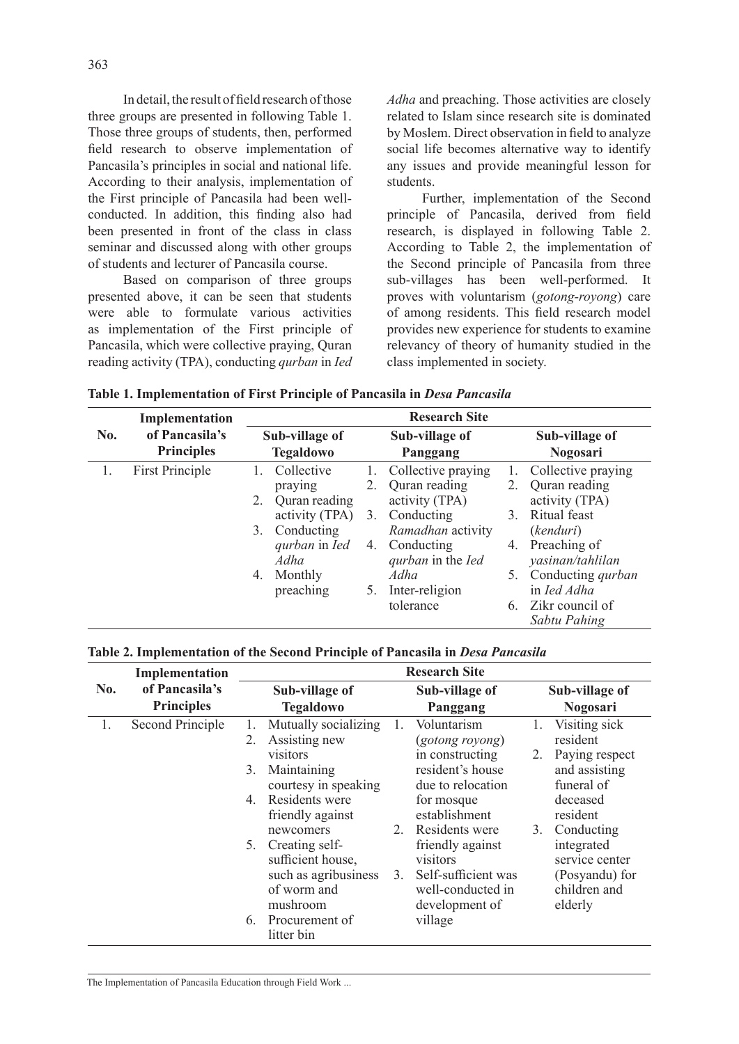In detail, the result of field research of those three groups are presented in following Table 1. Those three groups of students, then, performed field research to observe implementation of Pancasila's principles in social and national life. According to their analysis, implementation of the First principle of Pancasila had been well-conducted. In addition, this finding also had been presented in front of the class in class seminar and discussed along with other groups of students and lecturer of Pancasila course.

Based on comparison of three groups presented above, it can be seen that students were able to formulate various activities as implementation of the First principle of Pancasila, which were collective praying, Quran reading activity (TPA), conducting *qurban* in *Ied Adha* and preaching. Those activities are closely related to Islam since research site is dominated by Moslem. Direct observation in field to analyze social life becomes alternative way to identify any issues and provide meaningful lesson for students.

Further, implementation of the Second principle of Pancasila, derived from field research, is displayed in following Table 2. According to Table 2, the implementation of the Second principle of Pancasila from three sub-villages has been well-performed. It proves with voluntarism (*gotong-royong*) care of among residents. This field research model provides new experience for students to examine relevancy of theory of humanity studied in the class implemented in society.

**Table 1. Implementation of First Principle of Pancasila in *Desa Pancasila***

| No. | Implementation of Pancasila's Principles | Research Site | | |
|---|---|---|---|---|
| | | Sub-village of Tegaldowo | Sub-village of Panggang | Sub-village of Nogosari |
| 1. | First Principle | 1. Collective praying<br>2. Quran reading activity (TPA)<br>3. Conducting *qurban* in *Ied Adha*<br>4. Monthly preaching | 1. Collective praying<br>2. Quran reading activity (TPA)<br>3. Conducting *Ramadhan* activity<br>4. Conducting *qurban* in the *Ied Adha*<br>5. Inter-religion tolerance | 1. Collective praying<br>2. Quran reading activity (TPA)<br>3. Ritual feast (*kenduri*)<br>4. Preaching of *yasinan/tahlilan*<br>5. Conducting *qurban* in *Ied Adha*<br>6. Zikr council of *Sabtu Pahing* |

**Table 2. Implementation of the Second Principle of Pancasila in *Desa Pancasila***

| No. | Implementation of Pancasila's Principles | Research Site | | |
|---|---|---|---|---|
| | | Sub-village of Tegaldowo | Sub-village of Panggang | Sub-village of Nogosari |
| 1. | Second Principle | 1. Mutually socializing<br>2. Assisting new visitors<br>3. Maintaining courtesy in speaking<br>4. Residents were friendly against newcomers<br>5. Creating self-sufficient house, such as agribusiness of worm and mushroom<br>6. Procurement of litter bin | 1. Voluntarism (*gotong royong*) in constructing resident's house due to relocation for mosque establishment<br>2. Residents were friendly against visitors<br>3. Self-sufficient was well-conducted in development of village | 1. Visiting sick resident<br>2. Paying respect and assisting funeral of deceased resident<br>3. Conducting integrated service center (Posyandu) for children and elderly |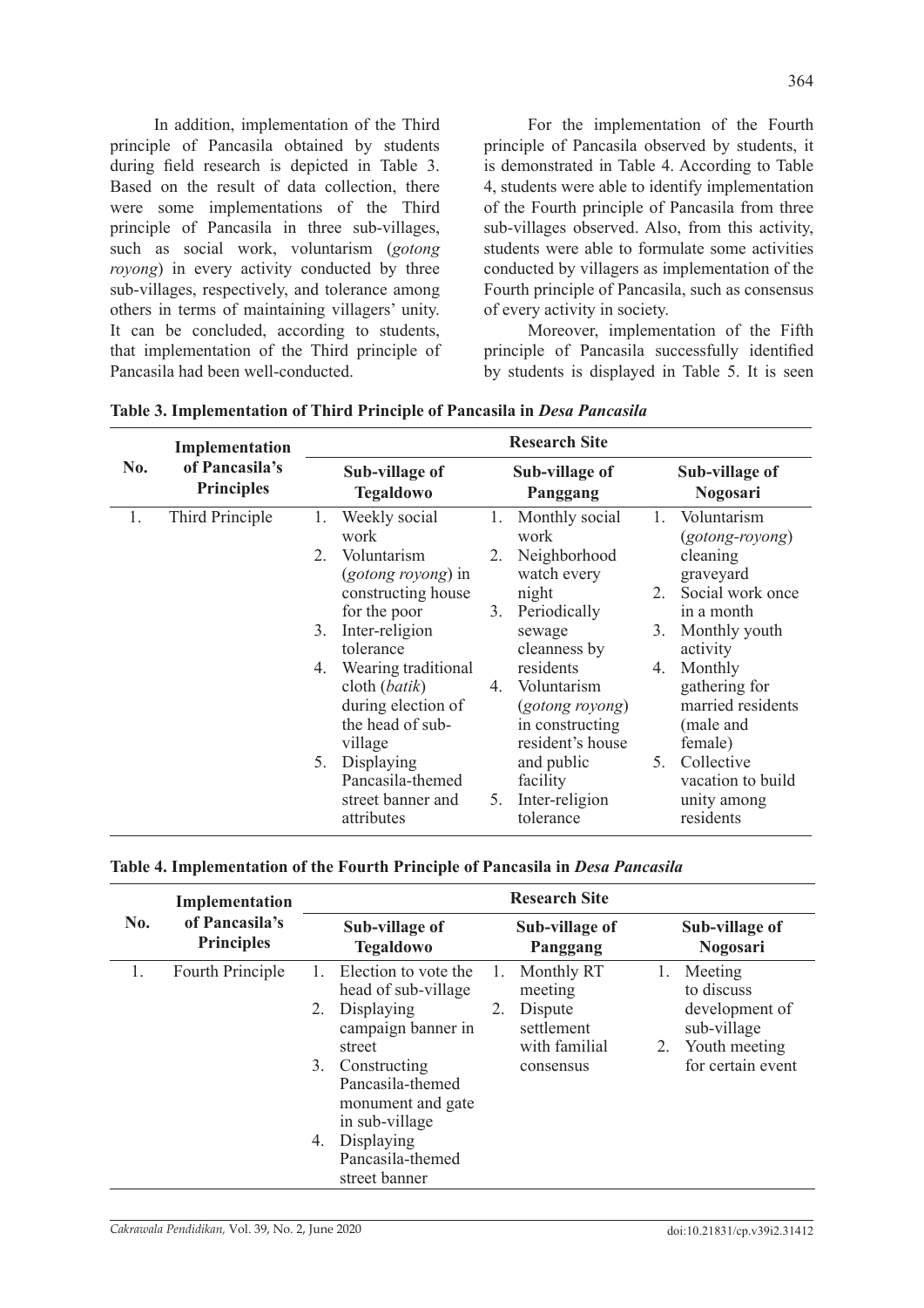In addition, implementation of the Third principle of Pancasila obtained by students during field research is depicted in Table 3. Based on the result of data collection, there were some implementations of the Third principle of Pancasila in three sub-villages, such as social work, voluntarism (*gotong royong*) in every activity conducted by three sub-villages, respectively, and tolerance among others in terms of maintaining villagers' unity. It can be concluded, according to students, that implementation of the Third principle of Pancasila had been well-conducted.

For the implementation of the Fourth principle of Pancasila observed by students, it is demonstrated in Table 4. According to Table 4, students were able to identify implementation of the Fourth principle of Pancasila from three sub-villages observed. Also, from this activity, students were able to formulate some activities conducted by villagers as implementation of the Fourth principle of Pancasila, such as consensus of every activity in society.

Moreover, implementation of the Fifth principle of Pancasila successfully identified by students is displayed in Table 5. It is seen

**Table 3. Implementation of Third Principle of Pancasila in *Desa Pancasila***

| No. | Implementation of Pancasila's Principles | Research Site | | |
|---|---|---|---|---|
| | | Sub-village of Tegaldowo | Sub-village of Panggang | Sub-village of Nogosari |
| 1. | Third Principle | 1. Weekly social work<br>2. Voluntarism (*gotong royong*) in constructing house for the poor<br>3. Inter-religion tolerance<br>4. Wearing traditional cloth (*batik*) during election of the head of sub-village<br>5. Displaying Pancasila-themed street banner and attributes | 1. Monthly social work<br>2. Neighborhood watch every night<br>3. Periodically sewage cleanness by residents<br>4. Voluntarism (*gotong royong*) in constructing resident's house and public facility<br>5. Inter-religion tolerance | 1. Voluntarism (*gotong-royong*) cleaning graveyard<br>2. Social work once in a month<br>3. Monthly youth activity<br>4. Monthly gathering for married residents (male and female)<br>5. Collective vacation to build unity among residents |

**Table 4. Implementation of the Fourth Principle of Pancasila in *Desa Pancasila***

| No. | Implementation of Pancasila's Principles | Research Site | | |
|---|---|---|---|---|
| | | Sub-village of Tegaldowo | Sub-village of Panggang | Sub-village of Nogosari |
| 1. | Fourth Principle | 1. Election to vote the head of sub-village<br>2. Displaying campaign banner in street<br>3. Constructing Pancasila-themed monument and gate in sub-village<br>4. Displaying Pancasila-themed street banner | 1. Monthly RT meeting<br>2. Dispute settlement with familial consensus | 1. Meeting to discuss development of sub-village<br>2. Youth meeting for certain event |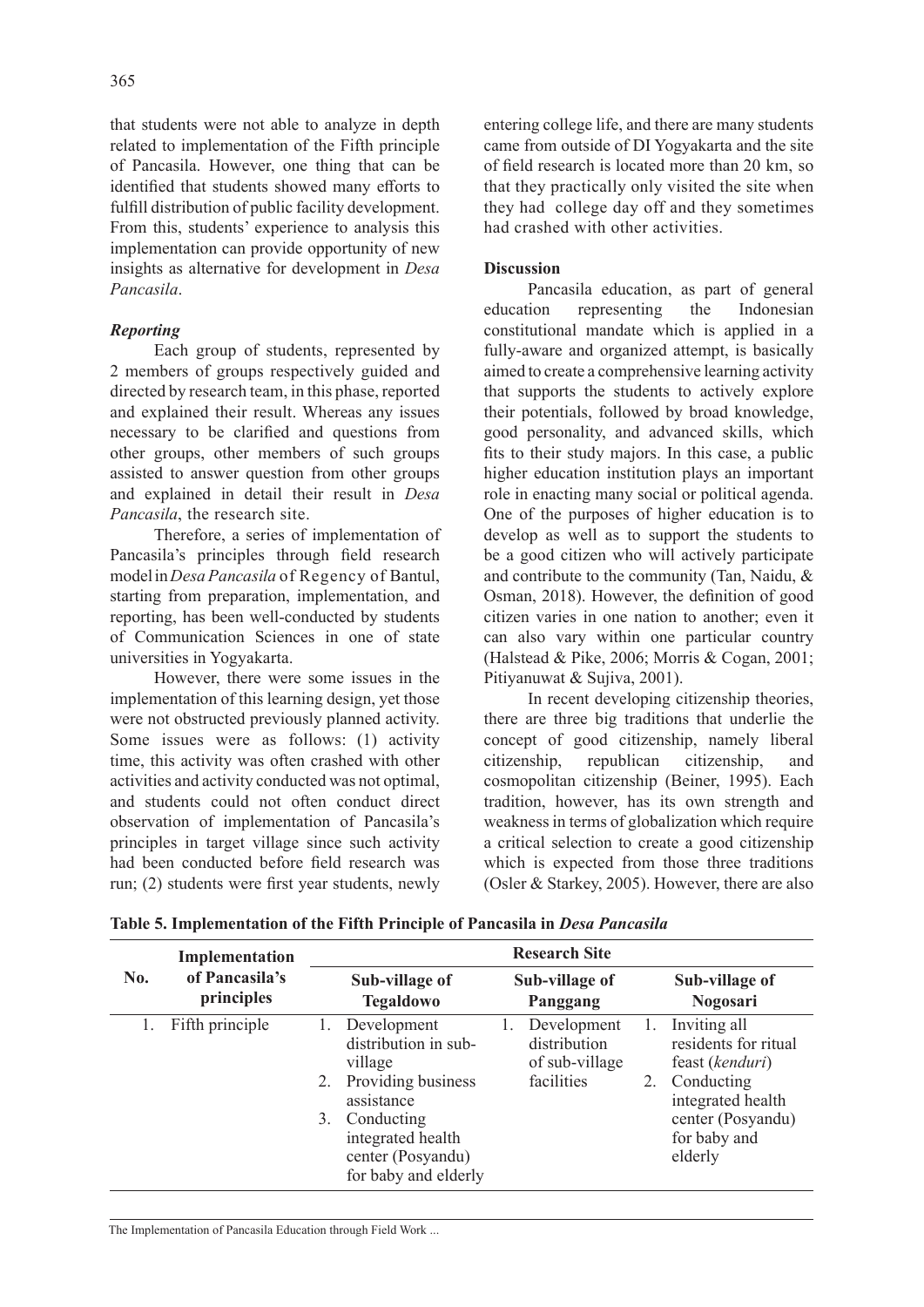that students were not able to analyze in depth related to implementation of the Fifth principle of Pancasila. However, one thing that can be identified that students showed many efforts to fulfill distribution of public facility development. From this, students' experience to analysis this implementation can provide opportunity of new insights as alternative for development in *Desa Pancasila*.

### *Reporting*

Each group of students, represented by 2 members of groups respectively guided and directed by research team, in this phase, reported and explained their result. Whereas any issues necessary to be clarified and questions from other groups, other members of such groups assisted to answer question from other groups and explained in detail their result in *Desa Pancasila*, the research site.

Therefore, a series of implementation of Pancasila's principles through field research model in *Desa Pancasila* of Regency of Bantul, starting from preparation, implementation, and reporting, has been well-conducted by students of Communication Sciences in one of state universities in Yogyakarta.

However, there were some issues in the implementation of this learning design, yet those were not obstructed previously planned activity. Some issues were as follows: (1) activity time, this activity was often crashed with other activities and activity conducted was not optimal, and students could not often conduct direct observation of implementation of Pancasila's principles in target village since such activity had been conducted before field research was run; (2) students were first year students, newly entering college life, and there are many students came from outside of DI Yogyakarta and the site of field research is located more than 20 km, so that they practically only visited the site when they had college day off and they sometimes had crashed with other activities.

### Discussion

Pancasila education, as part of general education representing the Indonesian constitutional mandate which is applied in a fully-aware and organized attempt, is basically aimed to create a comprehensive learning activity that supports the students to actively explore their potentials, followed by broad knowledge, good personality, and advanced skills, which fits to their study majors. In this case, a public higher education institution plays an important role in enacting many social or political agenda. One of the purposes of higher education is to develop as well as to support the students to be a good citizen who will actively participate and contribute to the community (Tan, Naidu, & Osman, 2018). However, the definition of good citizen varies in one nation to another; even it can also vary within one particular country (Halstead & Pike, 2006; Morris & Cogan, 2001; Pitiyanuwat & Sujiva, 2001).

In recent developing citizenship theories, there are three big traditions that underlie the concept of good citizenship, namely liberal citizenship, republican citizenship, and cosmopolitan citizenship (Beiner, 1995). Each tradition, however, has its own strength and weakness in terms of globalization which require a critical selection to create a good citizenship which is expected from those three traditions (Osler & Starkey, 2005). However, there are also

**Table 5. Implementation of the Fifth Principle of Pancasila in *Desa Pancasila***

| No. | Implementation of Pancasila's principles | Research Site | | |
|---|---|---|---|---|
| | | Sub-village of Tegaldowo | Sub-village of Panggang | Sub-village of Nogosari |
| 1. | Fifth principle | 1. Development distribution in sub-village<br>2. Providing business assistance<br>3. Conducting integrated health center (Posyandu) for baby and elderly | 1. Development distribution of sub-village facilities | 1. Inviting all residents for ritual feast (*kenduri*)<br>2. Conducting integrated health center (Posyandu) for baby and elderly |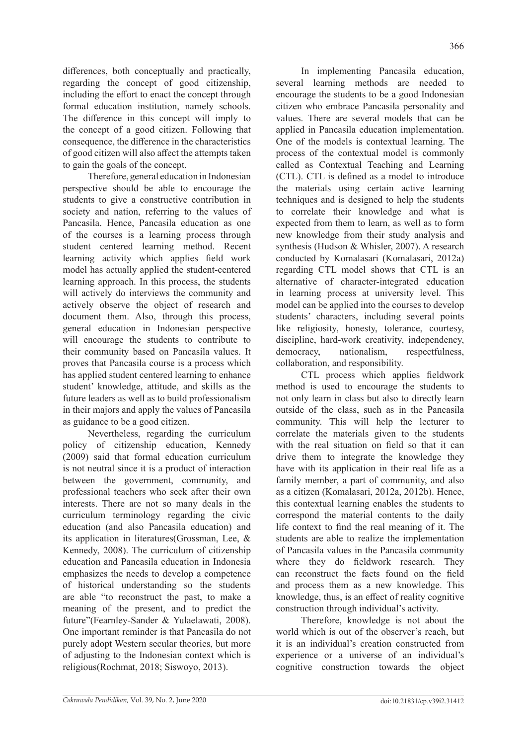differences, both conceptually and practically, regarding the concept of good citizenship, including the effort to enact the concept through formal education institution, namely schools. The difference in this concept will imply to the concept of a good citizen. Following that consequence, the difference in the characteristics of good citizen will also affect the attempts taken to gain the goals of the concept.

Therefore, general education in Indonesian perspective should be able to encourage the students to give a constructive contribution in society and nation, referring to the values of Pancasila. Hence, Pancasila education as one of the courses is a learning process through student centered learning method. Recent learning activity which applies field work model has actually applied the student-centered learning approach. In this process, the students will actively do interviews the community and actively observe the object of research and document them. Also, through this process, general education in Indonesian perspective will encourage the students to contribute to their community based on Pancasila values. It proves that Pancasila course is a process which has applied student centered learning to enhance student' knowledge, attitude, and skills as the future leaders as well as to build professionalism in their majors and apply the values of Pancasila as guidance to be a good citizen.

Nevertheless, regarding the curriculum policy of citizenship education, Kennedy (2009) said that formal education curriculum is not neutral since it is a product of interaction between the government, community, and professional teachers who seek after their own interests. There are not so many deals in the curriculum terminology regarding the civic education (and also Pancasila education) and its application in literatures(Grossman, Lee, & Kennedy, 2008). The curriculum of citizenship education and Pancasila education in Indonesia emphasizes the needs to develop a competence of historical understanding so the students are able "to reconstruct the past, to make a meaning of the present, and to predict the future"(Fearnley-Sander & Yulaelawati, 2008). One important reminder is that Pancasila do not purely adopt Western secular theories, but more of adjusting to the Indonesian context which is religious(Rochmat, 2018; Siswoyo, 2013).

In implementing Pancasila education, several learning methods are needed to encourage the students to be a good Indonesian citizen who embrace Pancasila personality and values. There are several models that can be applied in Pancasila education implementation. One of the models is contextual learning. The process of the contextual model is commonly called as Contextual Teaching and Learning (CTL). CTL is defined as a model to introduce the materials using certain active learning techniques and is designed to help the students to correlate their knowledge and what is expected from them to learn, as well as to form new knowledge from their study analysis and synthesis (Hudson & Whisler, 2007). A research conducted by Komalasari (Komalasari, 2012a) regarding CTL model shows that CTL is an alternative of character-integrated education in learning process at university level. This model can be applied into the courses to develop students' characters, including several points like religiosity, honesty, tolerance, courtesy, discipline, hard-work creativity, independency, democracy, nationalism, respectfulness, collaboration, and responsibility.

CTL process which applies fieldwork method is used to encourage the students to not only learn in class but also to directly learn outside of the class, such as in the Pancasila community. This will help the lecturer to correlate the materials given to the students with the real situation on field so that it can drive them to integrate the knowledge they have with its application in their real life as a family member, a part of community, and also as a citizen (Komalasari, 2012a, 2012b). Hence, this contextual learning enables the students to correspond the material contents to the daily life context to find the real meaning of it. The students are able to realize the implementation of Pancasila values in the Pancasila community where they do fieldwork research. They can reconstruct the facts found on the field and process them as a new knowledge. This knowledge, thus, is an effect of reality cognitive construction through individual's activity.

Therefore, knowledge is not about the world which is out of the observer's reach, but it is an individual's creation constructed from experience or a universe of an individual's cognitive construction towards the object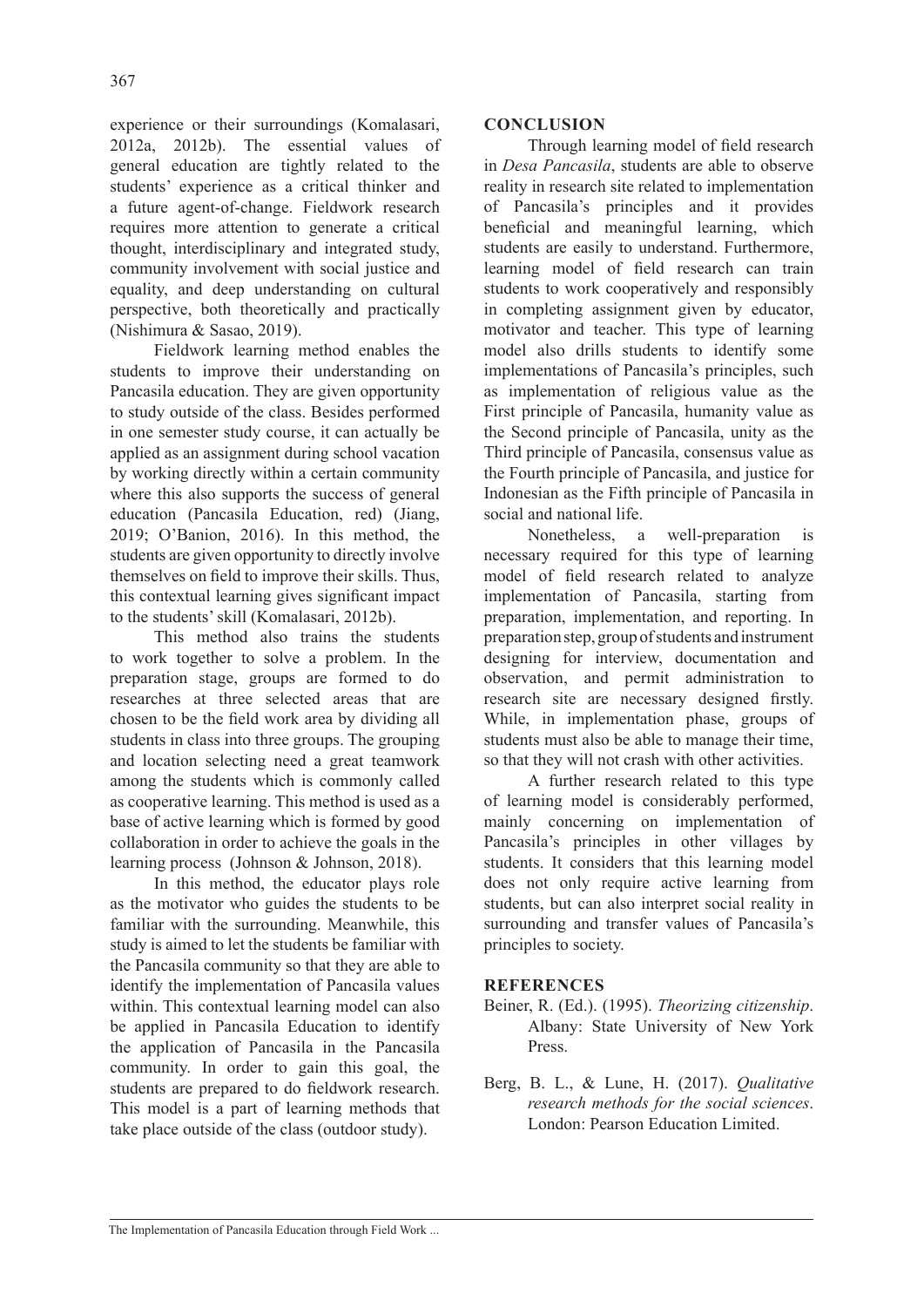experience or their surroundings (Komalasari, 2012a, 2012b). The essential values of general education are tightly related to the students' experience as a critical thinker and a future agent-of-change. Fieldwork research requires more attention to generate a critical thought, interdisciplinary and integrated study, community involvement with social justice and equality, and deep understanding on cultural perspective, both theoretically and practically (Nishimura & Sasao, 2019).

Fieldwork learning method enables the students to improve their understanding on Pancasila education. They are given opportunity to study outside of the class. Besides performed in one semester study course, it can actually be applied as an assignment during school vacation by working directly within a certain community where this also supports the success of general education (Pancasila Education, red) (Jiang, 2019; O'Banion, 2016). In this method, the students are given opportunity to directly involve themselves on field to improve their skills. Thus, this contextual learning gives significant impact to the students' skill (Komalasari, 2012b).

This method also trains the students to work together to solve a problem. In the preparation stage, groups are formed to do researches at three selected areas that are chosen to be the field work area by dividing all students in class into three groups. The grouping and location selecting need a great teamwork among the students which is commonly called as cooperative learning. This method is used as a base of active learning which is formed by good collaboration in order to achieve the goals in the learning process (Johnson & Johnson, 2018).

In this method, the educator plays role as the motivator who guides the students to be familiar with the surrounding. Meanwhile, this study is aimed to let the students be familiar with the Pancasila community so that they are able to identify the implementation of Pancasila values within. This contextual learning model can also be applied in Pancasila Education to identify the application of Pancasila in the Pancasila community. In order to gain this goal, the students are prepared to do fieldwork research. This model is a part of learning methods that take place outside of the class (outdoor study).

## CONCLUSION

Through learning model of field research in *Desa Pancasila*, students are able to observe reality in research site related to implementation of Pancasila's principles and it provides beneficial and meaningful learning, which students are easily to understand. Furthermore, learning model of field research can train students to work cooperatively and responsibly in completing assignment given by educator, motivator and teacher. This type of learning model also drills students to identify some implementations of Pancasila's principles, such as implementation of religious value as the First principle of Pancasila, humanity value as the Second principle of Pancasila, unity as the Third principle of Pancasila, consensus value as the Fourth principle of Pancasila, and justice for Indonesian as the Fifth principle of Pancasila in social and national life.

Nonetheless, a well-preparation is necessary required for this type of learning model of field research related to analyze implementation of Pancasila, starting from preparation, implementation, and reporting. In preparation step, group of students and instrument designing for interview, documentation and observation, and permit administration to research site are necessary designed firstly. While, in implementation phase, groups of students must also be able to manage their time, so that they will not crash with other activities.

A further research related to this type of learning model is considerably performed, mainly concerning on implementation of Pancasila's principles in other villages by students. It considers that this learning model does not only require active learning from students, but can also interpret social reality in surrounding and transfer values of Pancasila's principles to society.

## REFERENCES

Beiner, R. (Ed.). (1995). *Theorizing citizenship*. Albany: State University of New York Press.

Berg, B. L., & Lune, H. (2017). *Qualitative research methods for the social sciences*. London: Pearson Education Limited.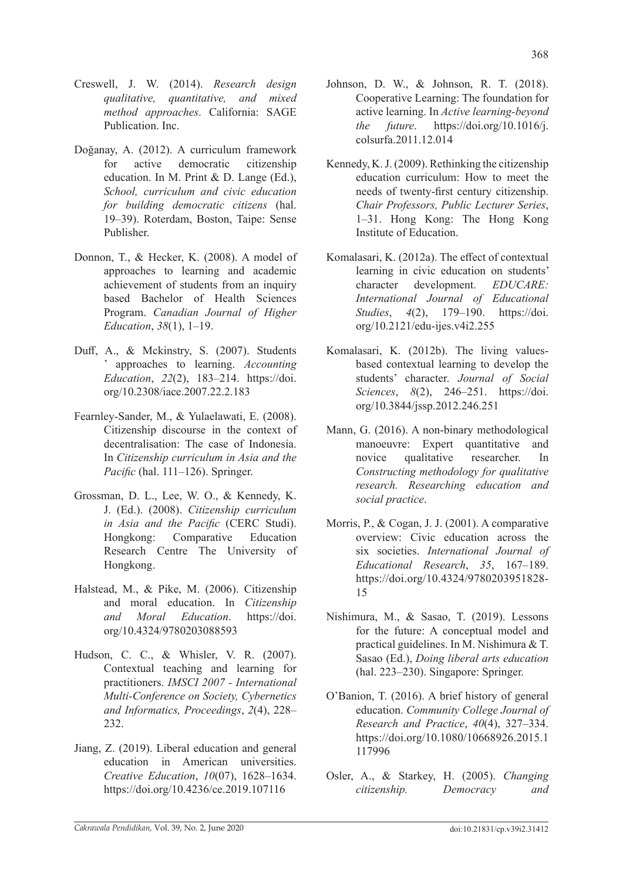Creswell, J. W. (2014). *Research design qualitative, quantitative, and mixed method approaches*. California: SAGE Publication. Inc.

Doğanay, A. (2012). A curriculum framework for active democratic citizenship education. In M. Print & D. Lange (Ed.), *School, curriculum and civic education for building democratic citizens* (hal. 19–39). Roterdam, Boston, Taipe: Sense Publisher.

Donnon, T., & Hecker, K. (2008). A model of approaches to learning and academic achievement of students from an inquiry based Bachelor of Health Sciences Program. *Canadian Journal of Higher Education*, *38*(1), 1–19.

Duff, A., & Mckinstry, S. (2007). Students ' approaches to learning. *Accounting Education*, *22*(2), 183–214. https://doi.org/10.2308/iace.2007.22.2.183

Fearnley-Sander, M., & Yulaelawati, E. (2008). Citizenship discourse in the context of decentralisation: The case of Indonesia. In *Citizenship curriculum in Asia and the Pacific* (hal. 111–126). Springer.

Grossman, D. L., Lee, W. O., & Kennedy, K. J. (Ed.). (2008). *Citizenship curriculum in Asia and the Pacific* (CERC Studi). Hongkong: Comparative Education Research Centre The University of Hongkong.

Halstead, M., & Pike, M. (2006). Citizenship and moral education. In *Citizenship and Moral Education*. https://doi.org/10.4324/9780203088593

Hudson, C. C., & Whisler, V. R. (2007). Contextual teaching and learning for practitioners. *IMSCI 2007 - International Multi-Conference on Society, Cybernetics and Informatics, Proceedings*, *2*(4), 228–232.

Jiang, Z. (2019). Liberal education and general education in American universities. *Creative Education*, *10*(07), 1628–1634. https://doi.org/10.4236/ce.2019.107116

Johnson, D. W., & Johnson, R. T. (2018). Cooperative Learning: The foundation for active learning. In *Active learning-beyond the future*. https://doi.org/10.1016/j.colsurfa.2011.12.014

Kennedy, K. J. (2009). Rethinking the citizenship education curriculum: How to meet the needs of twenty-first century citizenship. *Chair Professors, Public Lecturer Series*, 1–31. Hong Kong: The Hong Kong Institute of Education.

Komalasari, K. (2012a). The effect of contextual learning in civic education on students' character development. *EDUCARE: International Journal of Educational Studies*, *4*(2), 179–190. https://doi.org/10.2121/edu-ijes.v4i2.255

Komalasari, K. (2012b). The living values-based contextual learning to develop the students' character. *Journal of Social Sciences*, *8*(2), 246–251. https://doi.org/10.3844/jssp.2012.246.251

Mann, G. (2016). A non-binary methodological manoeuvre: Expert quantitative and novice qualitative researcher. In *Constructing methodology for qualitative research. Researching education and social practice*.

Morris, P., & Cogan, J. J. (2001). A comparative overview: Civic education across the six societies. *International Journal of Educational Research*, *35*, 167–189. https://doi.org/10.4324/9780203951828-15

Nishimura, M., & Sasao, T. (2019). Lessons for the future: A conceptual model and practical guidelines. In M. Nishimura & T. Sasao (Ed.), *Doing liberal arts education* (hal. 223–230). Singapore: Springer.

O'Banion, T. (2016). A brief history of general education. *Community College Journal of Research and Practice*, *40*(4), 327–334. https://doi.org/10.1080/10668926.2015.1117996

Osler, A., & Starkey, H. (2005). *Changing citizenship. Democracy and*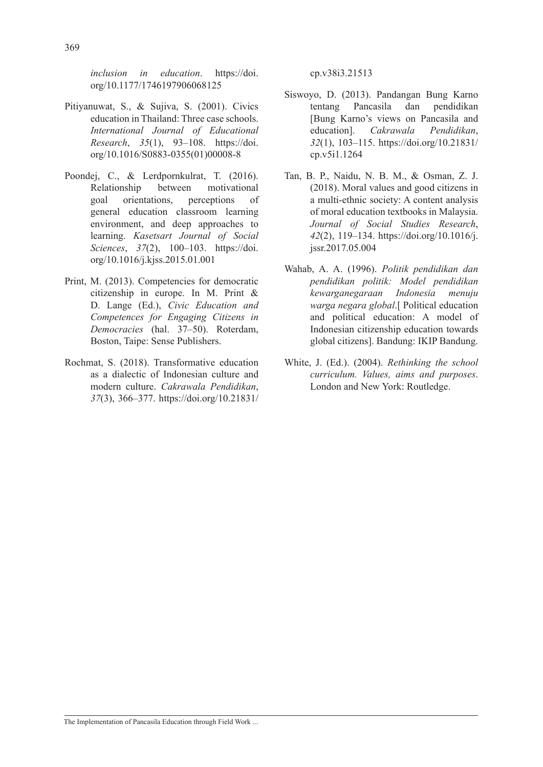*inclusion in education*. https://doi.org/10.1177/1746197906068125

Pitiyanuwat, S., & Sujiva, S. (2001). Civics education in Thailand: Three case schools. *International Journal of Educational Research*, *35*(1), 93–108. https://doi.org/10.1016/S0883-0355(01)00008-8

Poondej, C., & Lerdpornkulrat, T. (2016). Relationship between motivational goal orientations, perceptions of general education classroom learning environment, and deep approaches to learning. *Kasetsart Journal of Social Sciences*, *37*(2), 100–103. https://doi.org/10.1016/j.kjss.2015.01.001

Print, M. (2013). Competencies for democratic citizenship in europe. In M. Print & D. Lange (Ed.), *Civic Education and Competences for Engaging Citizens in Democracies* (hal. 37–50). Roterdam, Boston, Taipe: Sense Publishers.

Rochmat, S. (2018). Transformative education as a dialectic of Indonesian culture and modern culture. *Cakrawala Pendidikan*, *37*(3), 366–377. https://doi.org/10.21831/cp.v38i3.21513

Siswoyo, D. (2013). Pandangan Bung Karno tentang Pancasila dan pendidikan [Bung Karno's views on Pancasila and education]. *Cakrawala Pendidikan*, *32*(1), 103–115. https://doi.org/10.21831/cp.v5i1.1264

Tan, B. P., Naidu, N. B. M., & Osman, Z. J. (2018). Moral values and good citizens in a multi-ethnic society: A content analysis of moral education textbooks in Malaysia. *Journal of Social Studies Research*, *42*(2), 119–134. https://doi.org/10.1016/j.jssr.2017.05.004

Wahab, A. A. (1996). *Politik pendidikan dan pendidikan politik: Model pendidikan kewarganegaraan Indonesia menuju warga negara global*.[ Political education and political education: A model of Indonesian citizenship education towards global citizens]. Bandung: IKIP Bandung.

White, J. (Ed.). (2004). *Rethinking the school curriculum. Values, aims and purposes*. London and New York: Routledge.